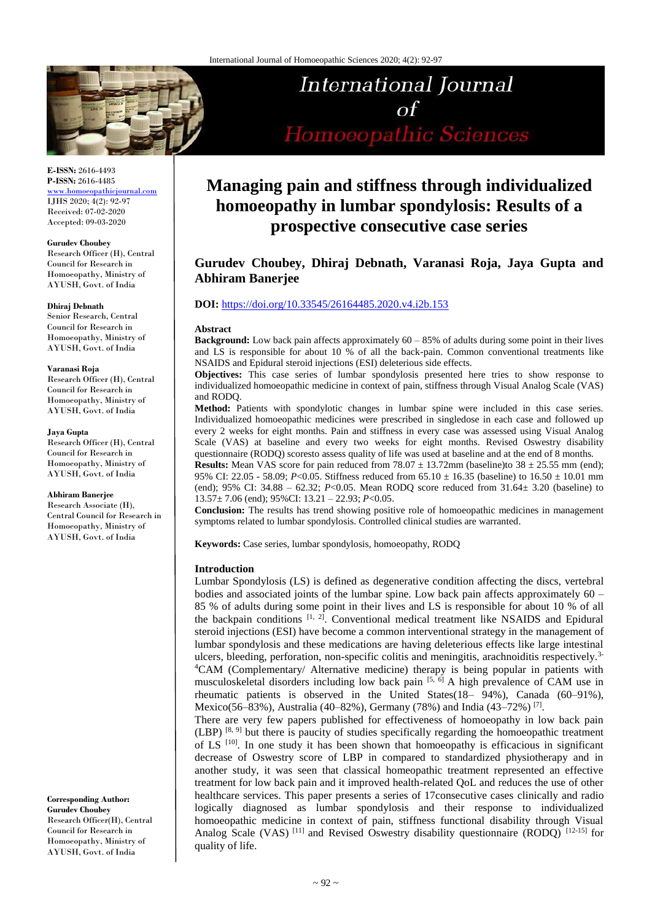# Managing pain and stiffness through individualized homoeopathy in lumbar spondylosis: Results of a prospective consecutive case series

**Gurudev Choubey, Dhiraj Debnath, Varanasi Roja, Jaya Gupta and Abhiram Banerjee**

**DOI:** https://doi.org/10.33545/26164485.2020.v4.i2b.153

**E-ISSN:** 2616-4493
**P-ISSN:** 2616-4485
www.homoeopathicjournal.com
IJHS 2020; 4(2): 92-97
Received: 07-02-2020
Accepted: 09-03-2020

**Gurudev Choubey**
Research Officer (H), Central Council for Research in Homoeopathy, Ministry of AYUSH, Govt. of India

**Dhiraj Debnath**
Senior Research, Central Council for Research in Homoeopathy, Ministry of AYUSH, Govt. of India

**Varanasi Roja**
Research Officer (H), Central Council for Research in Homoeopathy, Ministry of AYUSH, Govt. of India

**Jaya Gupta**
Research Officer (H), Central Council for Research in Homoeopathy, Ministry of AYUSH, Govt. of India

**Abhiram Banerjee**
Research Associate (H), Central Council for Research in Homoeopathy, Ministry of AYUSH, Govt. of India

**Corresponding Author:**
**Gurudev Choubey**
Research Officer(H), Central Council for Research in Homoeopathy, Ministry of AYUSH, Govt. of India

## Abstract

**Background:** Low back pain affects approximately 60 – 85% of adults during some point in their lives and LS is responsible for about 10 % of all the back-pain. Common conventional treatments like NSAIDS and Epidural steroid injections (ESI) deleterious side effects.

**Objectives:** This case series of lumbar spondylosis presented here tries to show response to individualized homoeopathic medicine in context of pain, stiffness through Visual Analog Scale (VAS) and RODQ.

**Method:** Patients with spondylotic changes in lumbar spine were included in this case series. Individualized homoeopathic medicines were prescribed in singledose in each case and followed up every 2 weeks for eight months. Pain and stiffness in every case was assessed using Visual Analog Scale (VAS) at baseline and every two weeks for eight months. Revised Oswestry disability questionnaire (RODQ) scoresto assess quality of life was used at baseline and at the end of 8 months.

**Results:** Mean VAS score for pain reduced from 78.07 ± 13.72mm (baseline)to 38 ± 25.55 mm (end); 95% CI: 22.05 - 58.09; *P*<0.05. Stiffness reduced from 65.10 ± 16.35 (baseline) to 16.50 ± 10.01 mm (end); 95% CI: 34.88 – 62.32; *P*<0.05. Mean RODQ score reduced from 31.64± 3.20 (baseline) to 13.57± 7.06 (end); 95%CI: 13.21 – 22.93; *P*<0.05.

**Conclusion:** The results has trend showing positive role of homoeopathic medicines in management symptoms related to lumbar spondylosis. Controlled clinical studies are warranted.

**Keywords:** Case series, lumbar spondylosis, homoeopathy, RODQ

## Introduction

Lumbar Spondylosis (LS) is defined as degenerative condition affecting the discs, vertebral bodies and associated joints of the lumbar spine. Low back pain affects approximately 60 – 85 % of adults during some point in their lives and LS is responsible for about 10 % of all the backpain conditions [1, 2]. Conventional medical treatment like NSAIDS and Epidural steroid injections (ESI) have become a common interventional strategy in the management of lumbar spondylosis and these medications are having deleterious effects like large intestinal ulcers, bleeding, perforation, non-specific colitis and meningitis, arachnoiditis respectively.[3-4] CAM (Complementary/ Alternative medicine) therapy is being popular in patients with musculoskeletal disorders including low back pain [5, 6] A high prevalence of CAM use in rheumatic patients is observed in the United States(18– 94%), Canada (60–91%), Mexico(56–83%), Australia (40–82%), Germany (78%) and India (43–72%) [7].

There are very few papers published for effectiveness of homoeopathy in low back pain (LBP) [8, 9] but there is paucity of studies specifically regarding the homoeopathic treatment of LS [10]. In one study it has been shown that homoeopathy is efficacious in significant decrease of Oswestry score of LBP in compared to standardized physiotherapy and in another study, it was seen that classical homeopathic treatment represented an effective treatment for low back pain and it improved health-related QoL and reduces the use of other healthcare services. This paper presents a series of 17consecutive cases clinically and radio logically diagnosed as lumbar spondylosis and their response to individualized homoeopathic medicine in context of pain, stiffness functional disability through Visual Analog Scale (VAS) [11] and Revised Oswestry disability questionnaire (RODQ) [12-15] for quality of life.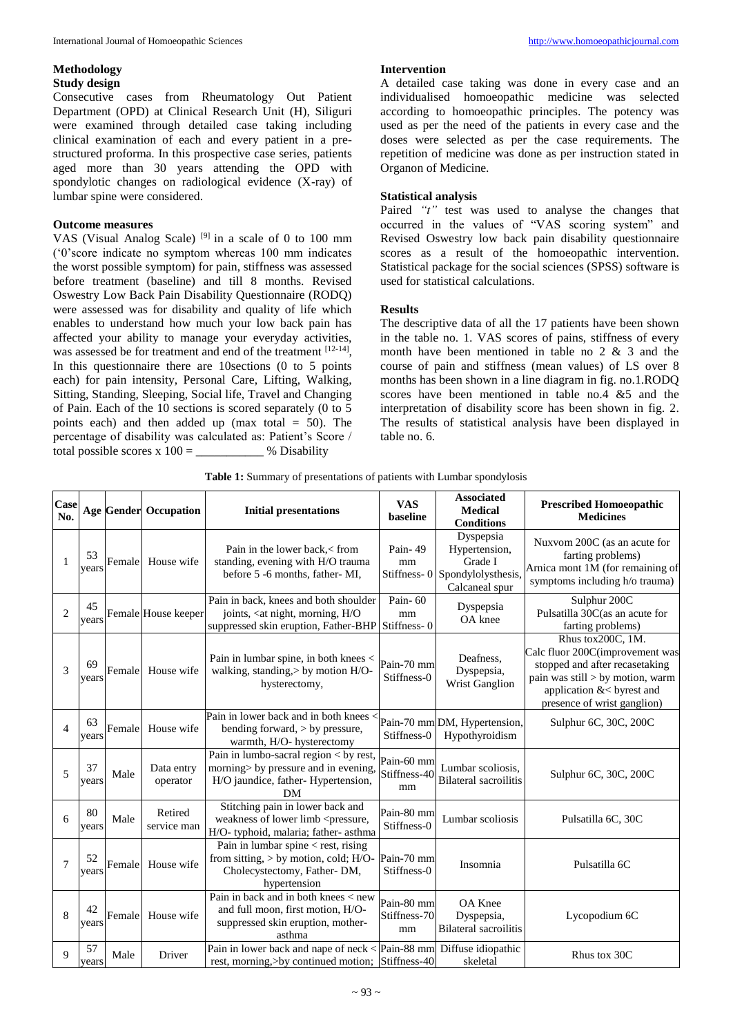## Methodology

### Study design

Consecutive cases from Rheumatology Out Patient Department (OPD) at Clinical Research Unit (H), Siliguri were examined through detailed case taking including clinical examination of each and every patient in a pre-structured proforma. In this prospective case series, patients aged more than 30 years attending the OPD with spondylotic changes on radiological evidence (X-ray) of lumbar spine were considered.

### Outcome measures

VAS (Visual Analog Scale) [9] in a scale of 0 to 100 mm ('0'score indicate no symptom whereas 100 mm indicates the worst possible symptom) for pain, stiffness was assessed before treatment (baseline) and till 8 months. Revised Oswestry Low Back Pain Disability Questionnaire (RODQ) were assessed was for disability and quality of life which enables to understand how much your low back pain has affected your ability to manage your everyday activities, was assessed be for treatment and end of the treatment [12-14], In this questionnaire there are 10sections (0 to 5 points each) for pain intensity, Personal Care, Lifting, Walking, Sitting, Standing, Sleeping, Social life, Travel and Changing of Pain. Each of the 10 sections is scored separately (0 to 5 points each) and then added up (max total = 50). The percentage of disability was calculated as: Patient's Score / total possible scores x 100 = ___________ % Disability

### Intervention

A detailed case taking was done in every case and an individualised homoeopathic medicine was selected according to homoeopathic principles. The potency was used as per the need of the patients in every case and the doses were selected as per the case requirements. The repetition of medicine was done as per instruction stated in Organon of Medicine.

### Statistical analysis

Paired *"t"* test was used to analyse the changes that occurred in the values of "VAS scoring system" and Revised Oswestry low back pain disability questionnaire scores as a result of the homoeopathic intervention. Statistical package for the social sciences (SPSS) software is used for statistical calculations.

### Results

The descriptive data of all the 17 patients have been shown in the table no. 1. VAS scores of pains, stiffness of every month have been mentioned in table no 2 & 3 and the course of pain and stiffness (mean values) of LS over 8 months has been shown in a line diagram in fig. no.1.RODQ scores have been mentioned in table no.4 &5 and the interpretation of disability score has been shown in fig. 2. The results of statistical analysis have been displayed in table no. 6.

**Table 1:** Summary of presentations of patients with Lumbar spondylosis

| Case No. | Age | Gender | Occupation | Initial presentations | VAS baseline | Associated Medical Conditions | Prescribed Homoeopathic Medicines |
|---|---|---|---|---|---|---|---|
| 1 | 53 years | Female | House wife | Pain in the lower back,< from standing, evening with H/O trauma before 5 -6 months, father- MI, | Pain- 49 mm Stiffness- 0 | Dyspepsia Hypertension, Grade I Spondylolysthesis, Calcaneal spur | Nuxvom 200C (as an acute for farting problems) Arnica mont 1M (for remaining of symptoms including h/o trauma) |
| 2 | 45 years | Female | House keeper | Pain in back, knees and both shoulder joints, <at night, morning, H/O suppressed skin eruption, Father-BHP | Pain- 60 mm Stiffness- 0 | Dyspepsia OA knee | Sulphur 200C Pulsatilla 30C(as an acute for farting problems) |
| 3 | 69 years | Female | House wife | Pain in lumbar spine, in both knees < walking, standing,> by motion H/O-hysterectomy, | Pain-70 mm Stiffness-0 | Deafness, Dyspepsia, Wrist Ganglion | Rhus tox200C, 1M. Calc fluor 200C(improvement was stopped and after recasetaking pain was still > by motion, warm application &< byrest and presence of wrist ganglion) |
| 4 | 63 years | Female | House wife | Pain in lower back and in both knees < bending forward, > by pressure, warmth, H/O- hysterectomy | Pain-70 mm Stiffness-0 | DM, Hypertension, Hypothyroidism | Sulphur 6C, 30C, 200C |
| 5 | 37 years | Male | Data entry operator | Pain in lumbo-sacral region < by rest, morning> by pressure and in evening, H/O jaundice, father- Hypertension, DM | Pain-60 mm Stiffness-40 mm | Lumbar scoliosis, Bilateral sacroilitis | Sulphur 6C, 30C, 200C |
| 6 | 80 years | Male | Retired service man | Stitching pain in lower back and weakness of lower limb <pressure, H/O- typhoid, malaria; father- asthma | Pain-80 mm Stiffness-0 | Lumbar scoliosis | Pulsatilla 6C, 30C |
| 7 | 52 years | Female | House wife | Pain in lumbar spine < rest, rising from sitting, > by motion, cold; H/O-Cholecystectomy, Father- DM, hypertension | Pain-70 mm Stiffness-0 | Insomnia | Pulsatilla 6C |
| 8 | 42 years | Female | House wife | Pain in back and in both knees < new and full moon, first motion, H/O-suppressed skin eruption, mother-asthma | Pain-80 mm Stiffness-70 mm | OA Knee Dyspepsia, Bilateral sacroilitis | Lycopodium 6C |
| 9 | 57 years | Male | Driver | Pain in lower back and nape of neck < rest, morning,>by continued motion; | Pain-88 mm Stiffness-40 | Diffuse idiopathic skeletal | Rhus tox 30C |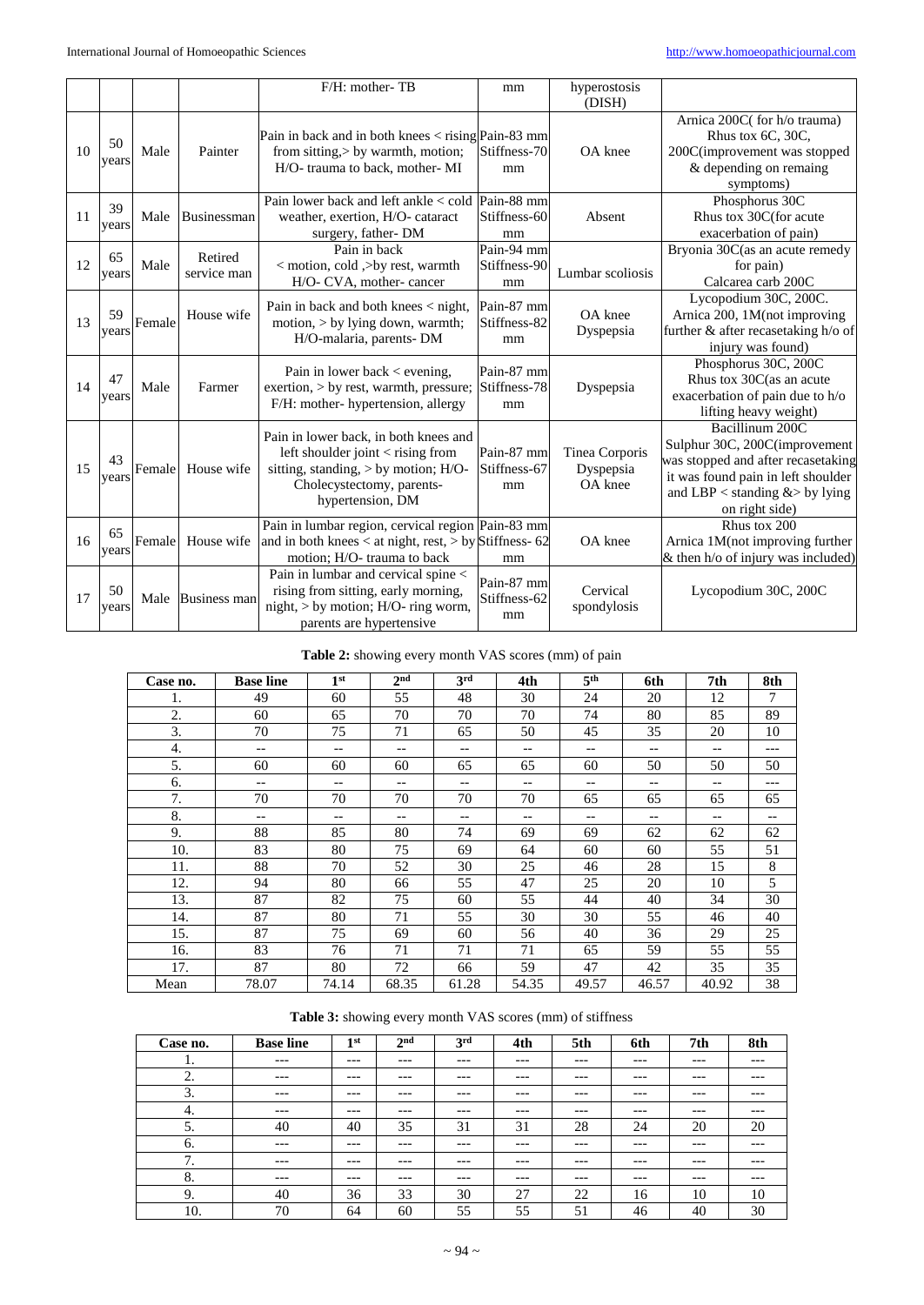|  |  |  |  | F/H: mother- TB | mm | hyperostosis (DISH) |  |
|---|---|---|---|---|---|---|---|
| 10 | 50 years | Male | Painter | Pain in back and in both knees < rising from sitting,> by warmth, motion; H/O- trauma to back, mother- MI | Pain-83 mm Stiffness-70 mm | OA knee | Arnica 200C( for h/o trauma) Rhus tox 6C, 30C, 200C(improvement was stopped & depending on remaing symptoms) |
| 11 | 39 years | Male | Businessman | Pain lower back and left ankle < cold weather, exertion, H/O- cataract surgery, father- DM | Pain-88 mm Stiffness-60 mm | Absent | Phosphorus 30C Rhus tox 30C(for acute exacerbation of pain) |
| 12 | 65 years | Male | Retired service man | Pain in back < motion, cold ,>by rest, warmth H/O- CVA, mother- cancer | Pain-94 mm Stiffness-90 mm | Lumbar scoliosis | Bryonia 30C(as an acute remedy for pain) Calcarea carb 200C |
| 13 | 59 years | Female | House wife | Pain in back and both knees < night, motion, > by lying down, warmth; H/O-malaria, parents- DM | Pain-87 mm Stiffness-82 mm | OA knee Dyspepsia | Lycopodium 30C, 200C. Arnica 200, 1M(not improving further & after recasetaking h/o of injury was found) |
| 14 | 47 years | Male | Farmer | Pain in lower back < evening, exertion, > by rest, warmth, pressure; F/H: mother- hypertension, allergy | Pain-87 mm Stiffness-78 mm | Dyspepsia | Phosphorus 30C, 200C Rhus tox 30C(as an acute exacerbation of pain due to h/o lifting heavy weight) |
| 15 | 43 years | Female | House wife | Pain in lower back, in both knees and left shoulder joint < rising from sitting, standing, > by motion; H/O- Cholecystectomy, parents- hypertension, DM | Pain-87 mm Stiffness-67 mm | Tinea Corporis Dyspepsia OA knee | Bacillinum 200C Sulphur 30C, 200C(improvement was stopped and after recasetaking it was found pain in left shoulder and LBP < standing &> by lying on right side) |
| 16 | 65 years | Female | House wife | Pain in lumbar region, cervical region and in both knees < at night, rest, > by motion; H/O- trauma to back | Pain-83 mm Stiffness- 62 mm | OA knee | Rhus tox 200 Arnica 1M(not improving further & then h/o of injury was included) |
| 17 | 50 years | Male | Business man | Pain in lumbar and cervical spine < rising from sitting, early morning, night, > by motion; H/O- ring worm, parents are hypertensive | Pain-87 mm Stiffness-62 mm | Cervical spondylosis | Lycopodium 30C, 200C |

**Table 2:** showing every month VAS scores (mm) of pain

| Case no. | Base line | 1st | 2nd | 3rd | 4th | 5th | 6th | 7th | 8th |
|---|---|---|---|---|---|---|---|---|---|
| 1. | 49 | 60 | 55 | 48 | 30 | 24 | 20 | 12 | 7 |
| 2. | 60 | 65 | 70 | 70 | 70 | 74 | 80 | 85 | 89 |
| 3. | 70 | 75 | 71 | 65 | 50 | 45 | 35 | 20 | 10 |
| 4. | -- | -- | -- | -- | -- | -- | -- | -- | --- |
| 5. | 60 | 60 | 60 | 65 | 65 | 60 | 50 | 50 | 50 |
| 6. | -- | -- | -- | -- | -- | -- | -- | -- | --- |
| 7. | 70 | 70 | 70 | 70 | 70 | 65 | 65 | 65 | 65 |
| 8. | -- | -- | -- | -- | -- | -- | -- | -- | -- |
| 9. | 88 | 85 | 80 | 74 | 69 | 69 | 62 | 62 | 62 |
| 10. | 83 | 80 | 75 | 69 | 64 | 60 | 60 | 55 | 51 |
| 11. | 88 | 70 | 52 | 30 | 25 | 46 | 28 | 15 | 8 |
| 12. | 94 | 80 | 66 | 55 | 47 | 25 | 20 | 10 | 5 |
| 13. | 87 | 82 | 75 | 60 | 55 | 44 | 40 | 34 | 30 |
| 14. | 87 | 80 | 71 | 55 | 30 | 30 | 55 | 46 | 40 |
| 15. | 87 | 75 | 69 | 60 | 56 | 40 | 36 | 29 | 25 |
| 16. | 83 | 76 | 71 | 71 | 71 | 65 | 59 | 55 | 55 |
| 17. | 87 | 80 | 72 | 66 | 59 | 47 | 42 | 35 | 35 |
| Mean | 78.07 | 74.14 | 68.35 | 61.28 | 54.35 | 49.57 | 46.57 | 40.92 | 38 |

**Table 3:** showing every month VAS scores (mm) of stiffness

| Case no. | Base line | 1st | 2nd | 3rd | 4th | 5th | 6th | 7th | 8th |
|---|---|---|---|---|---|---|---|---|---|
| 1. | --- | --- | --- | --- | --- | --- | --- | --- | --- |
| 2. | --- | --- | --- | --- | --- | --- | --- | --- | --- |
| 3. | --- | --- | --- | --- | --- | --- | --- | --- | --- |
| 4. | --- | --- | --- | --- | --- | --- | --- | --- | --- |
| 5. | 40 | 40 | 35 | 31 | 31 | 28 | 24 | 20 | 20 |
| 6. | --- | --- | --- | --- | --- | --- | --- | --- | --- |
| 7. | --- | --- | --- | --- | --- | --- | --- | --- | --- |
| 8. | --- | --- | --- | --- | --- | --- | --- | --- | --- |
| 9. | 40 | 36 | 33 | 30 | 27 | 22 | 16 | 10 | 10 |
| 10. | 70 | 64 | 60 | 55 | 55 | 51 | 46 | 40 | 30 |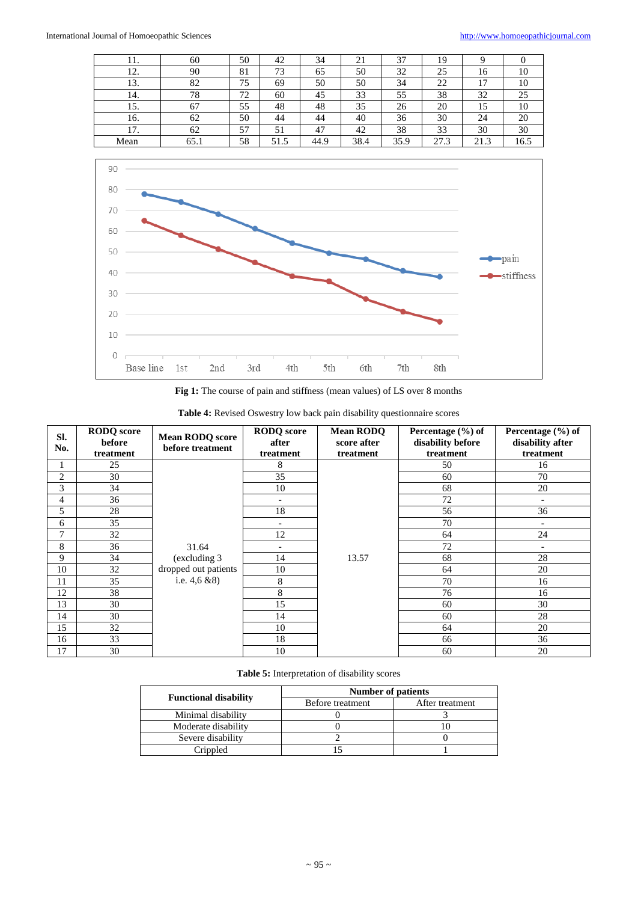| 11. | 60 | 50 | 42 | 34 | 21 | 37 | 19 | 9 | 0 |
|---|---|---|---|---|---|---|---|---|---|
| 12. | 90 | 81 | 73 | 65 | 50 | 32 | 25 | 16 | 10 |
| 13. | 82 | 75 | 69 | 50 | 50 | 34 | 22 | 17 | 10 |
| 14. | 78 | 72 | 60 | 45 | 33 | 55 | 38 | 32 | 25 |
| 15. | 67 | 55 | 48 | 48 | 35 | 26 | 20 | 15 | 10 |
| 16. | 62 | 50 | 44 | 44 | 40 | 36 | 30 | 24 | 20 |
| 17. | 62 | 57 | 51 | 47 | 42 | 38 | 33 | 30 | 30 |
| Mean | 65.1 | 58 | 51.5 | 44.9 | 38.4 | 35.9 | 27.3 | 21.3 | 16.5 |

**Fig 1:** The course of pain and stiffness (mean values) of LS over 8 months

**Table 4:** Revised Oswestry low back pain disability questionnaire scores

| Sl. No. | RODQ score before treatment | Mean RODQ score before treatment | RODQ score after treatment | Mean RODQ score after treatment | Percentage (%) of disability before treatment | Percentage (%) of disability after treatment |
|---|---|---|---|---|---|---|
| 1 | 25 | 31.64 (excluding 3 dropped out patients i.e. 4,6 &8) | 8 | 13.57 | 50 | 16 |
| 2 | 30 | | 35 | | 60 | 70 |
| 3 | 34 | | 10 | | 68 | 20 |
| 4 | 36 | | - | | 72 | - |
| 5 | 28 | | 18 | | 56 | 36 |
| 6 | 35 | | - | | 70 | - |
| 7 | 32 | | 12 | | 64 | 24 |
| 8 | 36 | | - | | 72 | - |
| 9 | 34 | | 14 | | 68 | 28 |
| 10 | 32 | | 10 | | 64 | 20 |
| 11 | 35 | | 8 | | 70 | 16 |
| 12 | 38 | | 8 | | 76 | 16 |
| 13 | 30 | | 15 | | 60 | 30 |
| 14 | 30 | | 14 | | 60 | 28 |
| 15 | 32 | | 10 | | 64 | 20 |
| 16 | 33 | | 18 | | 66 | 36 |
| 17 | 30 | | 10 | | 60 | 20 |

**Table 5:** Interpretation of disability scores

| Functional disability | Number of patients | |
|---|---|---|
| | Before treatment | After treatment |
| Minimal disability | 0 | 3 |
| Moderate disability | 0 | 10 |
| Severe disability | 2 | 0 |
| Crippled | 15 | 1 |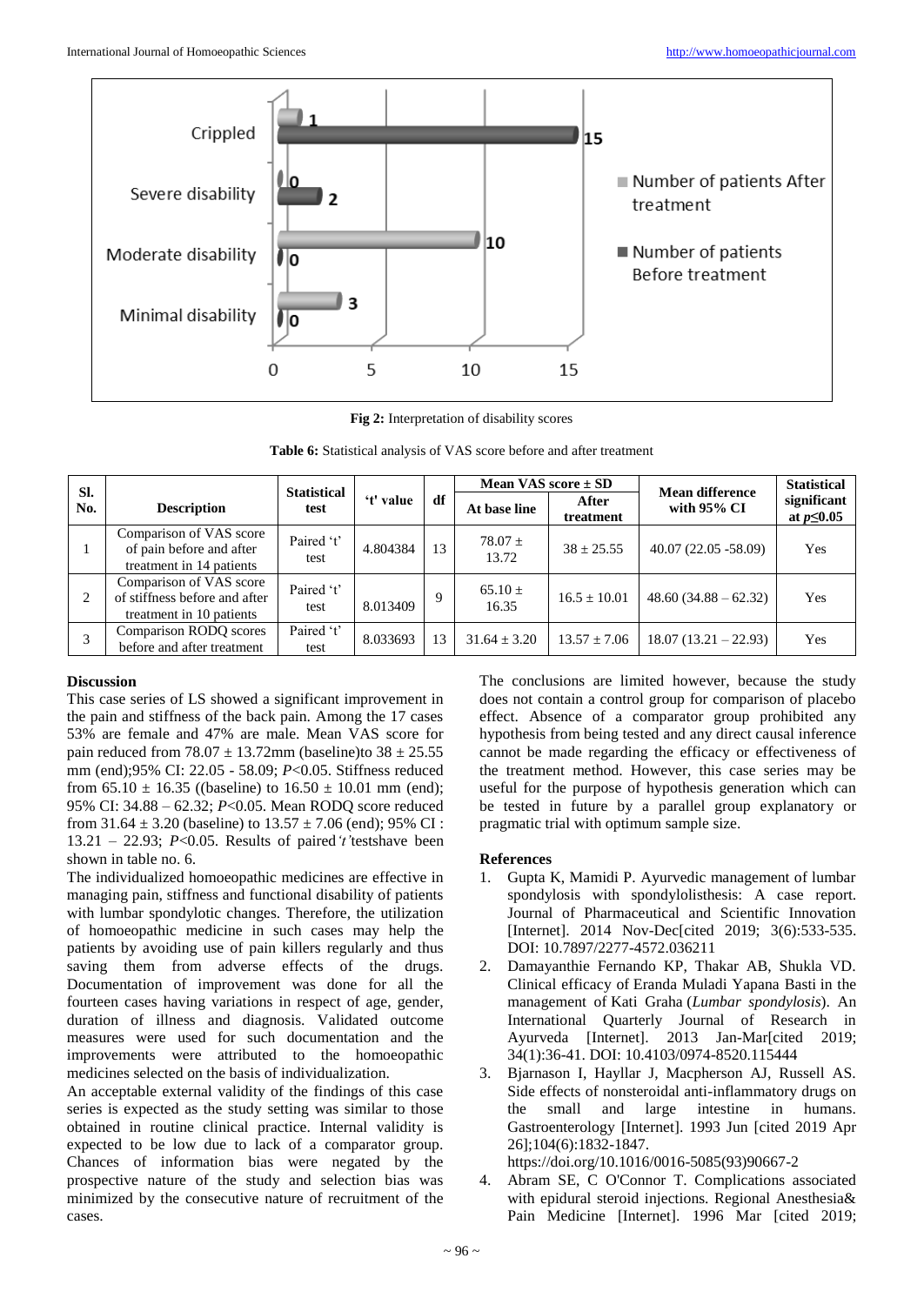Fig 2: Interpretation of disability scores

**Table 6:** Statistical analysis of VAS score before and after treatment

| Sl. No. | Description | Statistical test | 't' value | df | Mean VAS score ± SD | | Mean difference with 95% CI | Statistical significant at $p \leq 0.05$ |
|---|---|---|---|---|---|---|---|---|
| | | | | | At base line | After treatment | | |
| 1 | Comparison of VAS score of pain before and after treatment in 14 patients | Paired 't' test | 4.804384 | 13 | 78.07 ± 13.72 | 38 ± 25.55 | 40.07 (22.05 -58.09) | Yes |
| 2 | Comparison of VAS score of stiffness before and after treatment in 10 patients | Paired 't' test | 8.013409 | 9 | 65.10 ± 16.35 | 16.5 ± 10.01 | 48.60 (34.88 – 62.32) | Yes |
| 3 | Comparison RODQ scores before and after treatment | Paired 't' test | 8.033693 | 13 | 31.64 ± 3.20 | 13.57 ± 7.06 | 18.07 (13.21 – 22.93) | Yes |

## Discussion

This case series of LS showed a significant improvement in the pain and stiffness of the back pain. Among the 17 cases 53% are female and 47% are male. Mean VAS score for pain reduced from 78.07 ± 13.72mm (baseline)to 38 ± 25.55 mm (end);95% CI: 22.05 - 58.09; *P*<0.05. Stiffness reduced from 65.10 ± 16.35 ((baseline) to 16.50 ± 10.01 mm (end); 95% CI: 34.88 – 62.32; *P*<0.05. Mean RODQ score reduced from 31.64 ± 3.20 (baseline) to 13.57 ± 7.06 (end); 95% CI : 13.21 – 22.93; *P*<0.05. Results of paired *'t'* testshave been shown in table no. 6.

The individualized homoeopathic medicines are effective in managing pain, stiffness and functional disability of patients with lumbar spondylotic changes. Therefore, the utilization of homoeopathic medicine in such cases may help the patients by avoiding use of pain killers regularly and thus saving them from adverse effects of the drugs. Documentation of improvement was done for all the fourteen cases having variations in respect of age, gender, duration of illness and diagnosis. Validated outcome measures were used for such documentation and the improvements were attributed to the homoeopathic medicines selected on the basis of individualization.

An acceptable external validity of the findings of this case series is expected as the study setting was similar to those obtained in routine clinical practice. Internal validity is expected to be low due to lack of a comparator group. Chances of information bias were negated by the prospective nature of the study and selection bias was minimized by the consecutive nature of recruitment of the cases.

The conclusions are limited however, because the study does not contain a control group for comparison of placebo effect. Absence of a comparator group prohibited any hypothesis from being tested and any direct causal inference cannot be made regarding the efficacy or effectiveness of the treatment method. However, this case series may be useful for the purpose of hypothesis generation which can be tested in future by a parallel group explanatory or pragmatic trial with optimum sample size.

## References

1. Gupta K, Mamidi P. Ayurvedic management of lumbar spondylosis with spondylolisthesis: A case report. Journal of Pharmaceutical and Scientific Innovation [Internet]. 2014 Nov-Dec[cited 2019; 3(6):533-535. DOI: 10.7897/2277-4572.036211
2. Damayanthie Fernando KP, Thakar AB, Shukla VD. Clinical efficacy of Eranda Muladi Yapana Basti in the management of Kati Graha (*Lumbar spondylosis*). An International Quarterly Journal of Research in Ayurveda [Internet]. 2013 Jan-Mar[cited 2019; 34(1):36-41. DOI: 10.4103/0974-8520.115444
3. Bjarnason I, Hayllar J, Macpherson AJ, Russell AS. Side effects of nonsteroidal anti-inflammatory drugs on the small and large intestine in humans. Gastroenterology [Internet]. 1993 Jun [cited 2019 Apr 26];104(6):1832-1847. https://doi.org/10.1016/0016-5085(93)90667-2
4. Abram SE, C O'Connor T. Complications associated with epidural steroid injections. Regional Anesthesia& Pain Medicine [Internet]. 1996 Mar [cited 2019;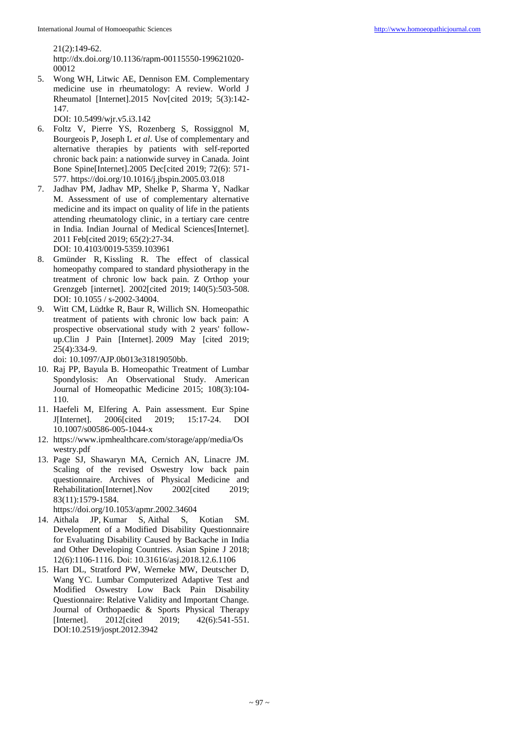21(2):149-62.
http://dx.doi.org/10.1136/rapm-00115550-199621020-00012

5. Wong WH, Litwic AE, Dennison EM. Complementary medicine use in rheumatology: A review. World J Rheumatol [Internet].2015 Nov[cited 2019; 5(3):142-147.
DOI: 10.5499/wjr.v5.i3.142
6. Foltz V, Pierre YS, Rozenberg S, Rossiggnol M, Bourgeois P, Joseph L *et al*. Use of complementary and alternative therapies by patients with self-reported chronic back pain: a nationwide survey in Canada. Joint Bone Spine[Internet].2005 Dec[cited 2019; 72(6): 571-577. https://doi.org/10.1016/j.jbspin.2005.03.018
7. Jadhav PM, Jadhav MP, Shelke P, Sharma Y, Nadkar M. Assessment of use of complementary alternative medicine and its impact on quality of life in the patients attending rheumatology clinic, in a tertiary care centre in India. Indian Journal of Medical Sciences[Internet]. 2011 Feb[cited 2019; 65(2):27-34.
DOI: 10.4103/0019-5359.103961
8. Gmünder R, Kissling R. The effect of classical homeopathy compared to standard physiotherapy in the treatment of chronic low back pain. Z Orthop your Grenzgeb [internet]. 2002[cited 2019; 140(5):503-508. DOI: 10.1055 / s-2002-34004.
9. Witt CM, Lüdtke R, Baur R, Willich SN. Homeopathic treatment of patients with chronic low back pain: A prospective observational study with 2 years' follow-up.Clin J Pain [Internet]. 2009 May [cited 2019; 25(4):334-9.
doi: 10.1097/AJP.0b013e31819050bb.
10. Raj PP, Bayula B. Homeopathic Treatment of Lumbar Spondylosis: An Observational Study. American Journal of Homeopathic Medicine 2015; 108(3):104-110.
11. Haefeli M, Elfering A. Pain assessment. Eur Spine J[Internet]. 2006[cited 2019; 15:17-24. DOI 10.1007/s00586-005-1044-x
12. https://www.ipmhealthcare.com/storage/app/media/Oswestry.pdf
13. Page SJ, Shawaryn MA, Cernich AN, Linacre JM. Scaling of the revised Oswestry low back pain questionnaire. Archives of Physical Medicine and Rehabilitation[Internet].Nov 2002[cited 2019; 83(11):1579-1584.
https://doi.org/10.1053/apmr.2002.34604
14. Aithala JP, Kumar S, Aithal S, Kotian SM. Development of a Modified Disability Questionnaire for Evaluating Disability Caused by Backache in India and Other Developing Countries. Asian Spine J 2018; 12(6):1106-1116. Doi: 10.31616/asj.2018.12.6.1106
15. Hart DL, Stratford PW, Werneke MW, Deutscher D, Wang YC. Lumbar Computerized Adaptive Test and Modified Oswestry Low Back Pain Disability Questionnaire: Relative Validity and Important Change. Journal of Orthopaedic & Sports Physical Therapy [Internet]. 2012[cited 2019; 42(6):541-551. DOI:10.2519/jospt.2012.3942